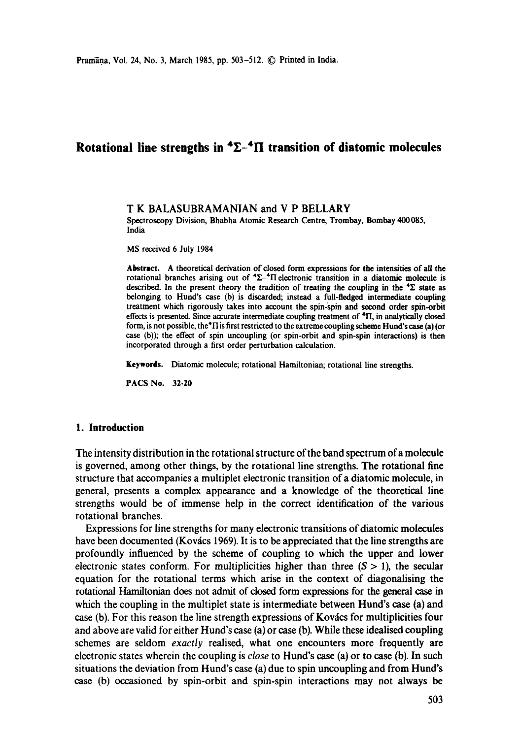# Rotational line strengths in $^4\Sigma$–$^4\Pi$ transition of diatomic molecules

T K BALASUBRAMANIAN and V P BELLARY

Spectroscopy Division, Bhabha Atomic Research Centre, Trombay, Bombay 400085, India

MS received 6 July 1984

**Abstract.** A theoretical derivation of closed form expressions for the intensities of all the rotational branches arising out of $^4\Sigma$–$^4\Pi$ electronic transition in a diatomic molecule is described. In the present theory the tradition of treating the coupling in the $^4\Sigma$ state as belonging to Hund's case (b) is discarded; instead a full-fledged intermediate coupling treatment which rigorously takes into account the spin-spin and second order spin-orbit effects is presented. Since accurate intermediate coupling treatment of $^4\Pi$, in analytically closed form, is not possible, the $^4\Pi$ is first restricted to the extreme coupling scheme Hund's case (a) (or case (b)); the effect of spin uncoupling (or spin-orbit and spin-spin interactions) is then incorporated through a first order perturbation calculation.

**Keywords.** Diatomic molecule; rotational Hamiltonian; rotational line strengths.

**PACS No.** 32·20

## 1. Introduction

The intensity distribution in the rotational structure of the band spectrum of a molecule is governed, among other things, by the rotational line strengths. The rotational fine structure that accompanies a multiplet electronic transition of a diatomic molecule, in general, presents a complex appearance and a knowledge of the theoretical line strengths would be of immense help in the correct identification of the various rotational branches.

Expressions for line strengths for many electronic transitions of diatomic molecules have been documented (Kovács 1969). It is to be appreciated that the line strengths are profoundly influenced by the scheme of coupling to which the upper and lower electronic states conform. For multiplicities higher than three ($S > 1$), the secular equation for the rotational terms which arise in the context of diagonalising the rotational Hamiltonian does not admit of closed form expressions for the general case in which the coupling in the multiplet state is intermediate between Hund's case (a) and case (b). For this reason the line strength expressions of Kovács for multiplicities four and above are valid for either Hund's case (a) or case (b). While these idealised coupling schemes are seldom *exactly* realised, what one encounters more frequently are electronic states wherein the coupling is *close* to Hund's case (a) or to case (b). In such situations the deviation from Hund's case (a) due to spin uncoupling and from Hund's case (b) occasioned by spin-orbit and spin-spin interactions may not always be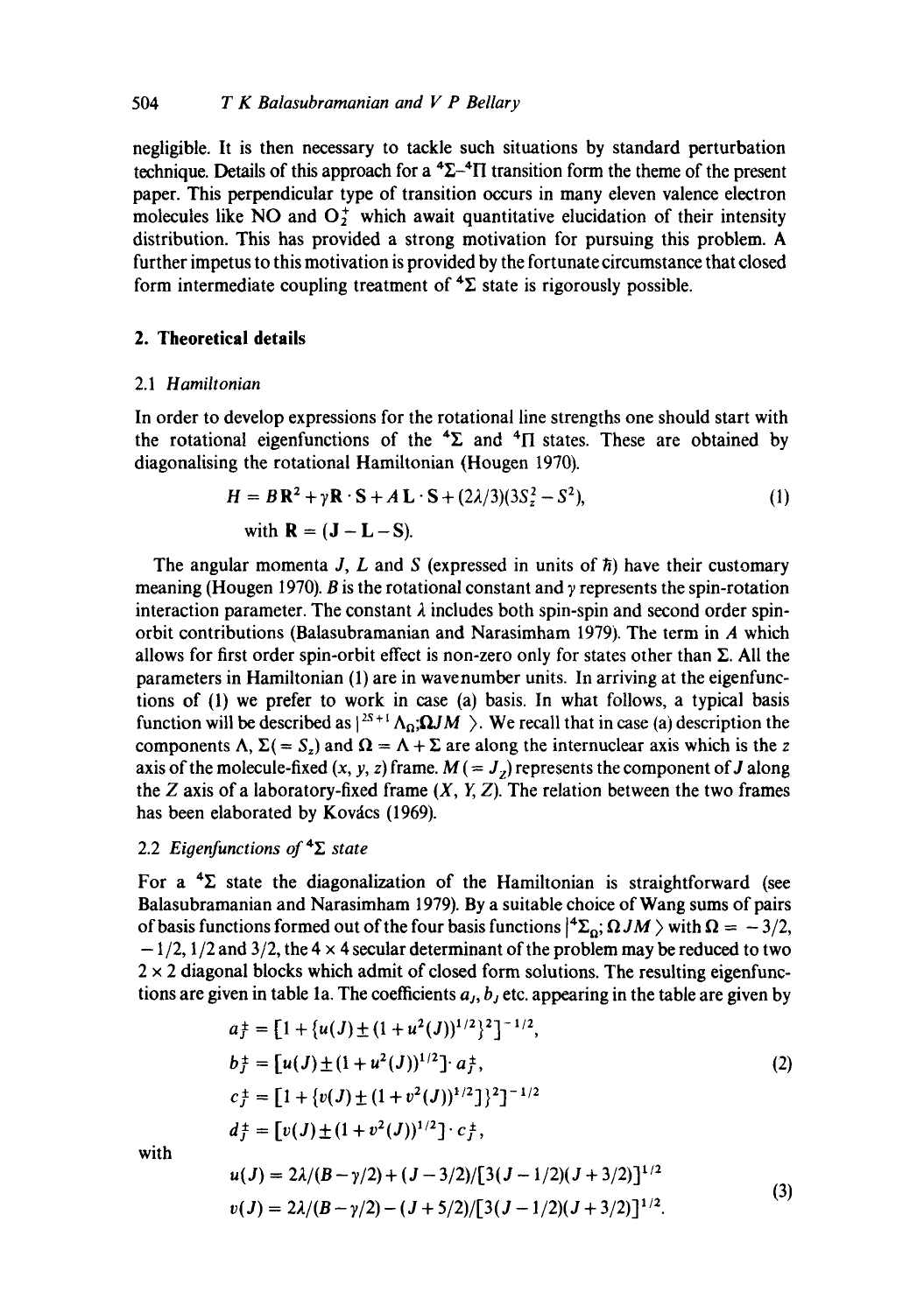negligible. It is then necessary to tackle such situations by standard perturbation technique. Details of this approach for a $^4\Sigma$–$^4\Pi$ transition form the theme of the present paper. This perpendicular type of transition occurs in many eleven valence electron molecules like NO and $O_2^+$ which await quantitative elucidation of their intensity distribution. This has provided a strong motivation for pursuing this problem. A further impetus to this motivation is provided by the fortunate circumstance that closed form intermediate coupling treatment of $^4\Sigma$ state is rigorously possible.

## 2. Theoretical details

### 2.1 *Hamiltonian*

In order to develop expressions for the rotational line strengths one should start with the rotational eigenfunctions of the $^4\Sigma$ and $^4\Pi$ states. These are obtained by diagonalising the rotational Hamiltonian (Hougen 1970).

$$H = B\mathbf{R}^2 + \gamma \mathbf{R}\cdot\mathbf{S} + A\,\mathbf{L}\cdot\mathbf{S} + (2\lambda/3)(3S_z^2 - S^2), \tag{1}$$

$$\text{with } \mathbf{R} = (\mathbf{J} - \mathbf{L} - \mathbf{S}).$$

The angular momenta $J$, $L$ and $S$ (expressed in units of $\hbar$) have their customary meaning (Hougen 1970). $B$ is the rotational constant and $\gamma$ represents the spin-rotation interaction parameter. The constant $\lambda$ includes both spin-spin and second order spin-orbit contributions (Balasubramanian and Narasimham 1979). The term in $A$ which allows for first order spin-orbit effect is non-zero only for states other than $\Sigma$. All the parameters in Hamiltonian (1) are in wavenumber units. In arriving at the eigenfunctions of (1) we prefer to work in case (a) basis. In what follows, a typical basis function will be described as $|^{2S+1}\Lambda_\Omega; \Omega JM\rangle$. We recall that in case (a) description the components $\Lambda$, $\Sigma(=S_z)$ and $\Omega = \Lambda + \Sigma$ are along the internuclear axis which is the $z$ axis of the molecule-fixed $(x, y, z)$ frame. $M\,(=J_Z)$ represents the component of $J$ along the $Z$ axis of a laboratory-fixed frame $(X, Y, Z)$. The relation between the two frames has been elaborated by Kovács (1969).

### 2.2 *Eigenfunctions of* $^4\Sigma$ *state*

For a $^4\Sigma$ state the diagonalization of the Hamiltonian is straightforward (see Balasubramanian and Narasimham 1979). By a suitable choice of Wang sums of pairs of basis functions formed out of the four basis functions $|^4\Sigma_\Omega; \Omega JM\rangle$ with $\Omega = -3/2$, $-1/2$, $1/2$ and $3/2$, the $4\times 4$ secular determinant of the problem may be reduced to two $2\times 2$ diagonal blocks which admit of closed form solutions. The resulting eigenfunctions are given in table 1a. The coefficients $a_J$, $b_J$ etc. appearing in the table are given by

$$
\begin{aligned}
a_J^\pm &= [1 + \{u(J) \pm (1 + u^2(J))^{1/2}\}^2]^{-1/2},\\
b_J^\pm &= [u(J) \pm (1 + u^2(J))^{1/2}]\cdot a_J^\pm,\\
c_J^\pm &= [1 + \{v(J) \pm (1 + v^2(J))^{1/2}]\}^2]^{-1/2}\\
d_J^\pm &= [v(J) \pm (1 + v^2(J))^{1/2}]\cdot c_J^\pm,
\end{aligned}
\tag{2}
$$

with

$$
\begin{aligned}
u(J) &= 2\lambda/(B - \gamma/2) + (J - 3/2)/[3(J - 1/2)(J + 3/2)]^{1/2}\\
v(J) &= 2\lambda/(B - \gamma/2) - (J + 5/2)/[3(J - 1/2)(J + 3/2)]^{1/2}.
\end{aligned}
\tag{3}
$$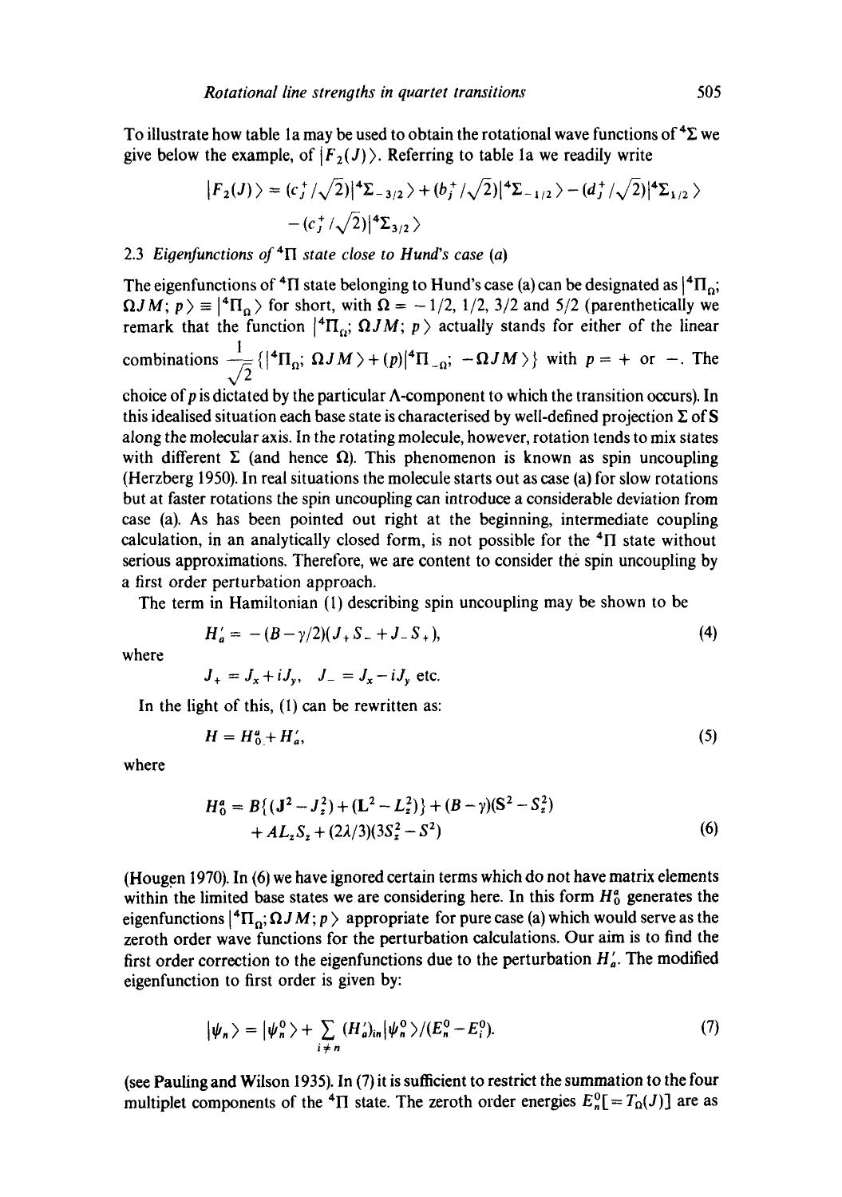To illustrate how table 1a may be used to obtain the rotational wave functions of $^4\Sigma$ we give below the example, of $|F_2(J)\rangle$. Referring to table 1a we readily write

$$|F_2(J)\rangle = (c_J^+/\sqrt{2})|^4\Sigma_{-3/2}\rangle + (b_J^+/\sqrt{2})|^4\Sigma_{-1/2}\rangle - (d_J^+/\sqrt{2})|^4\Sigma_{1/2}\rangle - (c_J^+/\sqrt{2})|^4\Sigma_{3/2}\rangle$$

### 2.3 *Eigenfunctions of $^4\Pi$ state close to Hund's case (a)*

The eigenfunctions of $^4\Pi$ state belonging to Hund's case (a) can be designated as $|^4\Pi_\Omega; \Omega J M; p\rangle \equiv |^4\Pi_\Omega\rangle$ for short, with $\Omega = -1/2, 1/2, 3/2$ and $5/2$ (parenthetically we remark that the function $|^4\Pi_\Omega; \Omega J M; p\rangle$ actually stands for either of the linear combinations $\frac{1}{\sqrt{2}}\{|^4\Pi_\Omega; \Omega J M\rangle + (p)|^4\Pi_{-\Omega}; -\Omega J M\rangle\}$ with $p = +$ or $-$. The choice of $p$ is dictated by the particular $\Lambda$-component to which the transition occurs). In this idealised situation each base state is characterised by well-defined projection $\Sigma$ of $\mathbf{S}$ along the molecular axis. In the rotating molecule, however, rotation tends to mix states with different $\Sigma$ (and hence $\Omega$). This phenomenon is known as spin uncoupling (Herzberg 1950). In real situations the molecule starts out as case (a) for slow rotations but at faster rotations the spin uncoupling can introduce a considerable deviation from case (a). As has been pointed out right at the beginning, intermediate coupling calculation, in an analytically closed form, is not possible for the $^4\Pi$ state without serious approximations. Therefore, we are content to consider the spin uncoupling by a first order perturbation approach.

The term in Hamiltonian (1) describing spin uncoupling may be shown to be

$$H_a' = -(B-\gamma/2)(J_+S_- + J_-S_+), \tag{4}$$

where

$$J_+ = J_x + iJ_y, \quad J_- = J_x - iJ_y \text{ etc.}$$

In the light of this, (1) can be rewritten as:

$$H = H_0^a + H_a', \tag{5}$$

where

$$H_0^a = B\{(\mathbf{J}^2 - J_z^2) + (\mathbf{L}^2 - L_z^2)\} + (B-\gamma)(\mathbf{S}^2 - S_z^2) + AL_zS_z + (2\lambda/3)(3S_z^2 - S^2) \tag{6}$$

(Hougen 1970). In (6) we have ignored certain terms which do not have matrix elements within the limited base states we are considering here. In this form $H_0^a$ generates the eigenfunctions $|^4\Pi_\Omega; \Omega J M; p\rangle$ appropriate for pure case (a) which would serve as the zeroth order wave functions for the perturbation calculations. Our aim is to find the first order correction to the eigenfunctions due to the perturbation $H_a'$. The modified eigenfunction to first order is given by:

$$|\psi_n\rangle = |\psi_n^0\rangle + \sum_{i \neq n} (H_a')_{in}|\psi_n^0\rangle/(E_n^0 - E_i^0). \tag{7}$$

(see Pauling and Wilson 1935). In (7) it is sufficient to restrict the summation to the four multiplet components of the $^4\Pi$ state. The zeroth order energies $E_n^0[= T_\Omega(J)]$ are as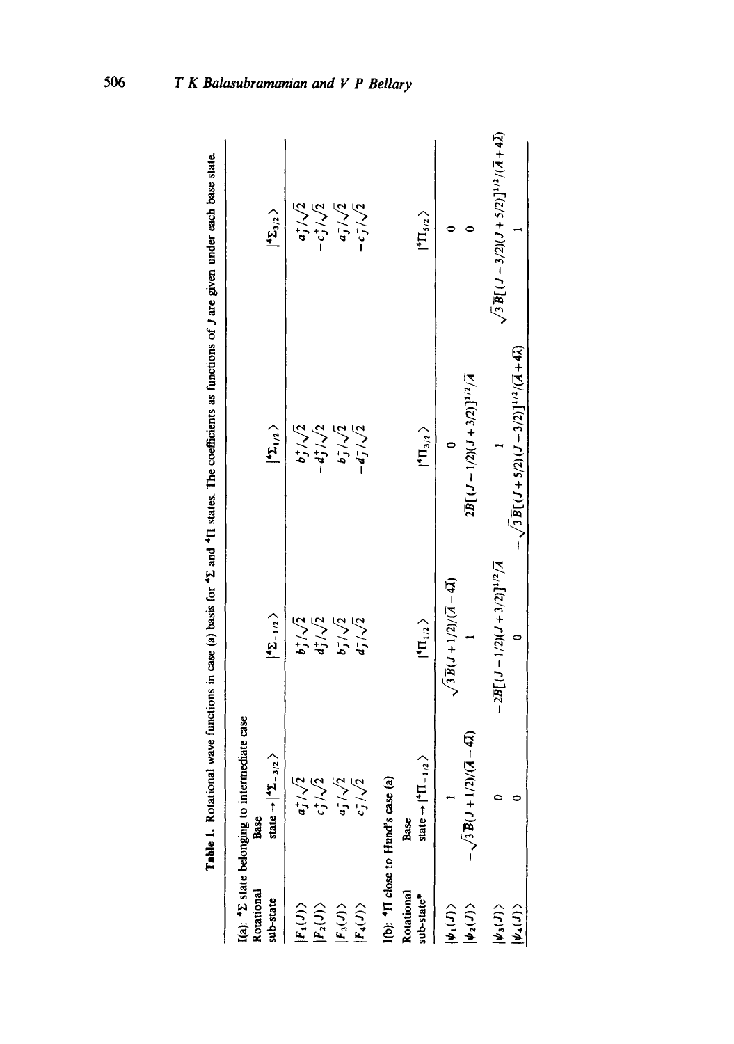**Table 1.** Rotational wave functions in case (a) basis for $^4\Sigma$ and $^4\Pi$ states. The coefficients as functions of $J$ are given under each base state.

I(a): $^4\Sigma$ state belonging to intermediate case

| Rotational sub-state | Base state $\rightarrow$ $\lvert ^4\Sigma_{-3/2}\rangle$ | $\lvert ^4\Sigma_{-1/2}\rangle$ | $\lvert ^4\Sigma_{1/2}\rangle$ | $\lvert ^4\Sigma_{3/2}\rangle$ |
|---|---|---|---|---|
| $\lvert F_1(J)\rangle$ | $a_J^+/\sqrt{2}$ | $b_J^+/\sqrt{2}$ | $b_J^+/\sqrt{2}$ | $a_J^+/\sqrt{2}$ |
| $\lvert F_2(J)\rangle$ | $c_J^+/\sqrt{2}$ | $d_J^+/\sqrt{2}$ | $-d_J^+/\sqrt{2}$ | $-c_J^+/\sqrt{2}$ |
| $\lvert F_3(J)\rangle$ | $a_J^-/\sqrt{2}$ | $b_J^-/\sqrt{2}$ | $b_J^-/\sqrt{2}$ | $a_J^-/\sqrt{2}$ |
| $\lvert F_4(J)\rangle$ | $c_J^-/\sqrt{2}$ | $d_J^-/\sqrt{2}$ | $-d_J^-/\sqrt{2}$ | $-c_J^-/\sqrt{2}$ |

I(b): $^4\Pi$ close to Hund's case (a)

| Rotational sub-state* | Base state $\rightarrow$ $\lvert ^4\Pi_{-1/2}\rangle$ | $\lvert ^4\Pi_{1/2}\rangle$ | $\lvert ^4\Pi_{3/2}\rangle$ | $\lvert ^4\Pi_{5/2}\rangle$ |
|---|---|---|---|---|
| $\lvert \psi_1(J)\rangle$ | $1$ | $\sqrt{3}\bar{B}(J+1/2)/(\bar{A}-4\bar{\lambda})$ | $0$ | $0$ |
| $\lvert \psi_2(J)\rangle$ | $-\sqrt{3}\bar{B}(J+1/2)/(\bar{A}-4\bar{\lambda})$ | $1$ | $2\bar{B}[(J-1/2)(J+3/2)]^{1/2}/\bar{A}$ | $0$ |
| $\lvert \psi_3(J)\rangle$ | $0$ | $-2\bar{B}[(J-1/2)(J+3/2)]^{1/2}/\bar{A}$ | $1$ | $\sqrt{3}\bar{B}[(J-3/2)(J+5/2)]^{1/2}/(\bar{A}+4\bar{\lambda})$ |
| $\lvert \psi_4(J)\rangle$ | $0$ | $0$ | $-\sqrt{3}\bar{B}[(J+5/2)(J-3/2)]^{1/2}/(\bar{A}+4\bar{\lambda})$ | $1$ |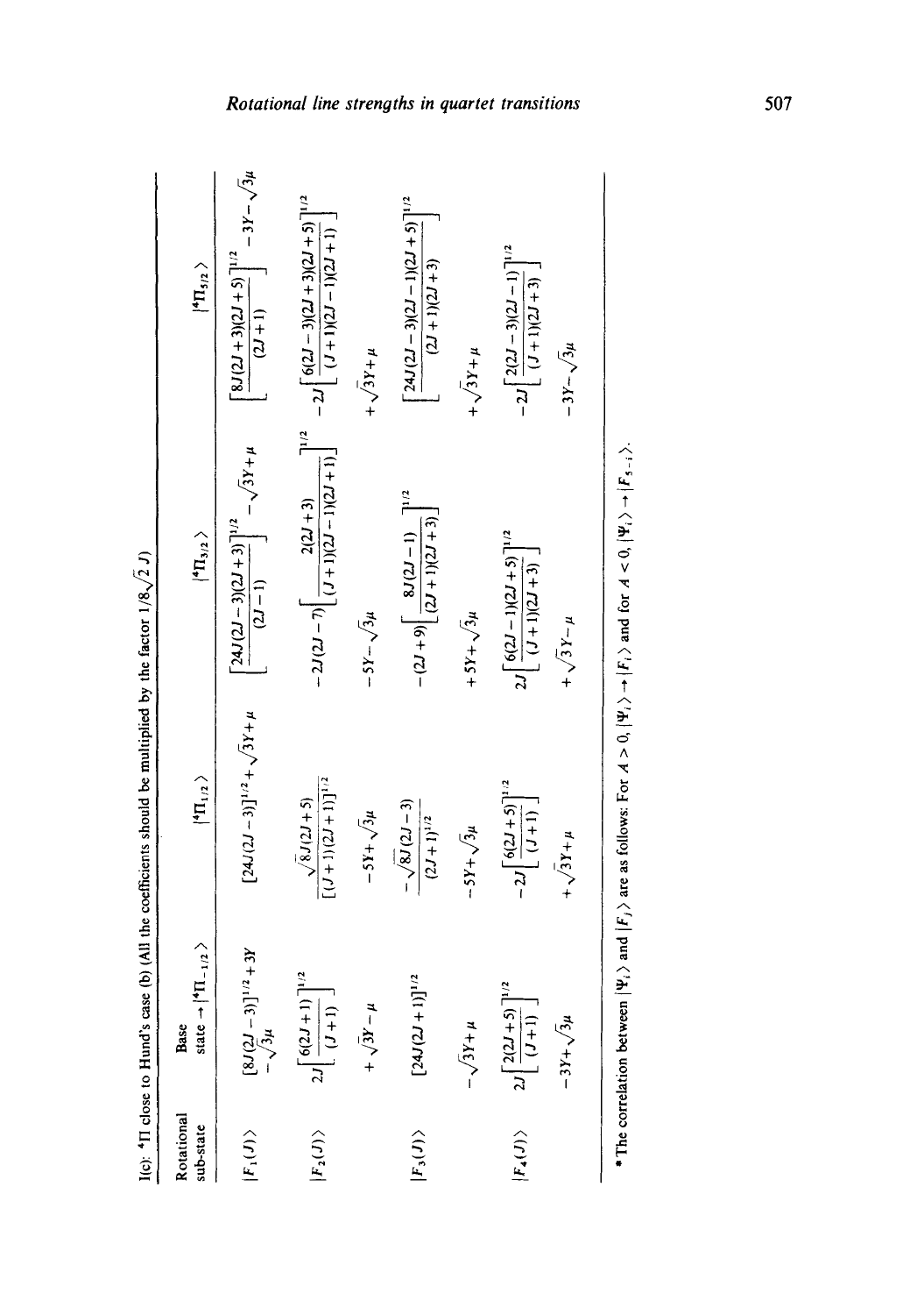I(c): $^4\Pi$ close to Hund's case (b) (All the coefficients should be multiplied by the factor $1/8\sqrt{2}J$)

| Rotational sub-state | Base state → $\lvert ^4\Pi_{-1/2}\rangle$ | $\lvert ^4\Pi_{1/2}\rangle$ | $\lvert ^4\Pi_{3/2}\rangle$ | $\lvert ^4\Pi_{5/2}\rangle$ |
|---|---|---|---|---|
| $\lvert F_1(J)\rangle$ | $[8J(2J-3)]^{1/2}+3Y$ $-\sqrt{3}\mu$ | $[24J(2J-3)]^{1/2}+\sqrt{3}Y+\mu$ | $\left[\frac{24J(2J-3)(2J+3)}{(2J-1)}\right]^{1/2}-\sqrt{3}Y+\mu$ | $\left[\frac{8J(2J+3)(2J+5)}{(2J+1)}\right]^{1/2}-3Y-\sqrt{3}\mu$ |
| $\lvert F_2(J)\rangle$ | $2J\left[\frac{6(2J+1)}{(J+1)}\right]^{1/2}$ | $\frac{\sqrt{8J}(2J+5)}{[(J+1)(2J+1)]^{1/2}}$ | $-2J(2J-7)\left[\frac{2(2J+3)}{(J+1)(2J-1)(2J+1)}\right]^{1/2}$ | $-2J\left[\frac{6(2J-3)(2J+3)(2J+5)}{(J+1)(2J-1)(2J+1)}\right]^{1/2}$ |
| | $+\sqrt{3}Y-\mu$ | $-5Y+\sqrt{3}\mu$ | $-5Y-\sqrt{3}\mu$ | $+\sqrt{3}Y+\mu$ |
| $\lvert F_3(J)\rangle$ | $[24J(2J+1)]^{1/2}$ | $\frac{-\sqrt{8J}(2J-3)}{(2J+1)^{1/2}}$ | $-(2J+9)\left[\frac{8J(2J-1)}{(2J+1)(2J+3)}\right]^{1/2}$ | $\left[\frac{24J(2J-3)(2J-1)(2J+5)}{(2J+1)(2J+3)}\right]^{1/2}$ |
| | $-\sqrt{3}Y+\mu$ | $-5Y+\sqrt{3}\mu$ | $+5Y+\sqrt{3}\mu$ | $+\sqrt{3}Y+\mu$ |
| $\lvert F_4(J)\rangle$ | $2J\left[\frac{2(2J+5)}{(J+1)}\right]^{1/2}$ | $-2J\left[\frac{6(2J+5)}{(J+1)}\right]^{1/2}$ | $2J\left[\frac{6(2J-1)(2J+5)}{(J+1)(2J+3)}\right]^{1/2}$ | $-2J\left[\frac{2(2J-3)(2J-1)}{(J+1)(2J+3)}\right]^{1/2}$ |
| | $-3Y+\sqrt{3}\mu$ | $+\sqrt{3}Y+\mu$ | $+\sqrt{3}Y-\mu$ | $-3Y-\sqrt{3}\mu$ |

* The correlation between $\lvert\Psi_i\rangle$ and $\lvert F_j\rangle$ are as follows: For $A>0$, $\lvert\Psi_i\rangle \to \lvert F_i\rangle$ and for $A<0$, $\lvert\Psi_i\rangle \to \lvert F_{5-i}\rangle$.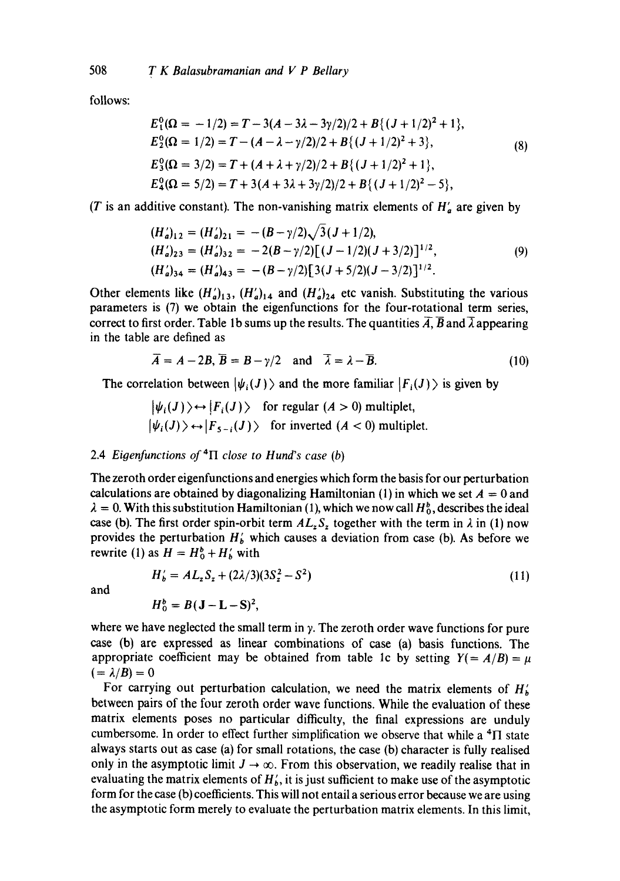follows:

$$
\begin{aligned}
E_1^0(\Omega = -1/2) &= T - 3(A - 3\lambda - 3\gamma/2)/2 + B\{(J+1/2)^2 + 1\},\\
E_2^0(\Omega = 1/2) &= T - (A - \lambda - \gamma/2)/2 + B\{(J+1/2)^2 + 3\},\\
E_3^0(\Omega = 3/2) &= T + (A + \lambda + \gamma/2)/2 + B\{(J+1/2)^2 + 1\},\\
E_4^0(\Omega = 5/2) &= T + 3(A + 3\lambda + 3\gamma/2)/2 + B\{(J+1/2)^2 - 5\},
\end{aligned} \tag{8}
$$

($T$ is an additive constant). The non-vanishing matrix elements of $H_a'$ are given by

$$
\begin{aligned}
(H_a')_{12} = (H_a')_{21} &= -(B - \gamma/2)\sqrt{3}(J+1/2),\\
(H_a')_{23} = (H_a')_{32} &= -2(B - \gamma/2)[(J-1/2)(J+3/2)]^{1/2},\\
(H_a')_{34} = (H_a')_{43} &= -(B - \gamma/2)[3(J+5/2)(J-3/2)]^{1/2}.
\end{aligned} \tag{9}
$$

Other elements like $(H_a')_{13}$, $(H_a')_{14}$ and $(H_a')_{24}$ etc vanish. Substituting the various parameters is (7) we obtain the eigenfunctions for the four-rotational term series, correct to first order. Table 1b sums up the results. The quantities $\bar{A}$, $\bar{B}$ and $\bar{\lambda}$ appearing in the table are defined as

$$
\bar{A} = A - 2B, \bar{B} = B - \gamma/2 \quad \text{and} \quad \bar{\lambda} = \lambda - \bar{B}. \tag{10}
$$

The correlation between $|\psi_i(J)\rangle$ and the more familiar $|F_i(J)\rangle$ is given by

$|\psi_i(J)\rangle \leftrightarrow |F_i(J)\rangle$ for regular ($A > 0$) multiplet,

$|\psi_i(J)\rangle \leftrightarrow |F_{5-i}(J)\rangle$ for inverted ($A < 0$) multiplet.

### 2.4 *Eigenfunctions of* $^4\Pi$ *close to Hund's case (b)*

The zeroth order eigenfunctions and energies which form the basis for our perturbation calculations are obtained by diagonalizing Hamiltonian (1) in which we set $A = 0$ and $\lambda = 0$. With this substitution Hamiltonian (1), which we now call $H_0^b$, describes the ideal case (b). The first order spin-orbit term $AL_zS_z$ together with the term in $\lambda$ in (1) now provides the perturbation $H_b'$ which causes a deviation from case (b). As before we rewrite (1) as $H = H_0^b + H_b'$ with

$$
H_b' = AL_zS_z + (2\lambda/3)(3S_z^2 - S^2) \tag{11}
$$

and

$$
H_0^b = B(\mathbf{J} - \mathbf{L} - \mathbf{S})^2,
$$

where we have neglected the small term in $\gamma$. The zeroth order wave functions for pure case (b) are expressed as linear combinations of case (a) basis functions. The appropriate coefficient may be obtained from table 1c by setting $Y(= A/B) = \mu$ $(= \lambda/B) = 0$

For carrying out perturbation calculation, we need the matrix elements of $H_b'$ between pairs of the four zeroth order wave functions. While the evaluation of these matrix elements poses no particular difficulty, the final expressions are unduly cumbersome. In order to effect further simplification we observe that while a $^4\Pi$ state always starts out as case (a) for small rotations, the case (b) character is fully realised only in the asymptotic limit $J \to \infty$. From this observation, we readily realise that in evaluating the matrix elements of $H_b'$, it is just sufficient to make use of the asymptotic form for the case (b) coefficients. This will not entail a serious error because we are using the asymptotic form merely to evaluate the perturbation matrix elements. In this limit,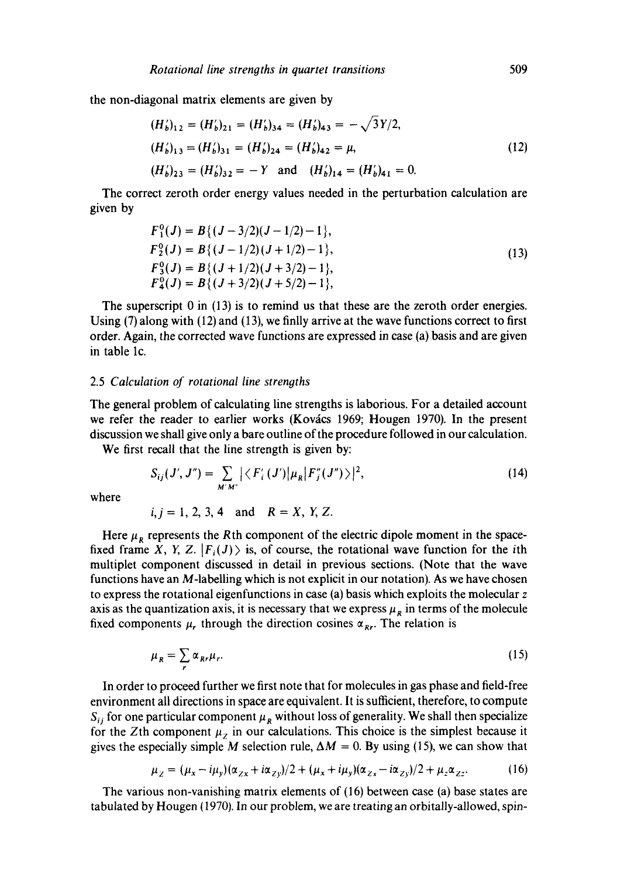the non-diagonal matrix elements are given by

$$
\begin{aligned}
&(H_b')_{12} = (H_b')_{21} = (H_b')_{34} = (H_b')_{43} = -\sqrt{3}Y/2, \\
&(H_b')_{13} = (H_b')_{31} = (H_b')_{24} = (H_b')_{42} = \mu, \\
&(H_b')_{23} = (H_b')_{32} = -Y \quad \text{and} \quad (H_b')_{14} = (H_b')_{41} = 0.
\end{aligned}
\tag{12}
$$

The correct zeroth order energy values needed in the perturbation calculation are given by

$$
\begin{aligned}
F_1^0(J) &= B\{(J-3/2)(J-1/2)-1\}, \\
F_2^0(J) &= B\{(J-1/2)(J+1/2)-1\}, \\
F_3^0(J) &= B\{(J+1/2)(J+3/2)-1\}, \\
F_4^0(J) &= B\{(J+3/2)(J+5/2)-1\},
\end{aligned}
\tag{13}
$$

The superscript 0 in (13) is to remind us that these are the zeroth order energies. Using (7) along with (12) and (13), we finlly arrive at the wave functions correct to first order. Again, the corrected wave functions are expressed in case (a) basis and are given in table 1c.

### 2.5 *Calculation of rotational line strengths*

The general problem of calculating line strengths is laborious. For a detailed account we refer the reader to earlier works (Kovács 1969; Hougen 1970). In the present discussion we shall give only a bare outline of the procedure followed in our calculation.

We first recall that the line strength is given by:

$$
S_{ij}(J', J'') = \sum_{M'M''} |\langle F_i'(J')|\mu_R|F_j''(J'')\rangle|^2,
\tag{14}
$$

where

$$
i, j = 1, 2, 3, 4 \quad \text{and} \quad R = X, Y, Z.
$$

Here $\mu_R$ represents the $R$th component of the electric dipole moment in the space-fixed frame $X$, $Y$, $Z$. $|F_i(J)\rangle$ is, of course, the rotational wave function for the $i$th multiplet component discussed in detail in previous sections. (Note that the wave functions have an $M$-labelling which is not explicit in our notation). As we have chosen to express the rotational eigenfunctions in case (a) basis which exploits the molecular $z$ axis as the quantization axis, it is necessary that we express $\mu_R$ in terms of the molecule fixed components $\mu_r$ through the direction cosines $\alpha_{Rr}$. The relation is

$$
\mu_R = \sum_r \alpha_{Rr}\mu_r.
\tag{15}
$$

In order to proceed further we first note that for molecules in gas phase and field-free environment all directions in space are equivalent. It is sufficient, therefore, to compute $S_{ij}$ for one particular component $\mu_R$ without loss of generality. We shall then specialize for the $Z$th component $\mu_Z$ in our calculations. This choice is the simplest because it gives the especially simple $M$ selection rule, $\Delta M = 0$. By using (15), we can show that

$$
\mu_Z = (\mu_x - i\mu_y)(\alpha_{Zx} + i\alpha_{Zy})/2 + (\mu_x + i\mu_y)(\alpha_{Zx} - i\alpha_{Zy})/2 + \mu_z\alpha_{Zz}.
\tag{16}
$$

The various non-vanishing matrix elements of (16) between case (a) base states are tabulated by Hougen (1970). In our problem, we are treating an orbitally-allowed, spin-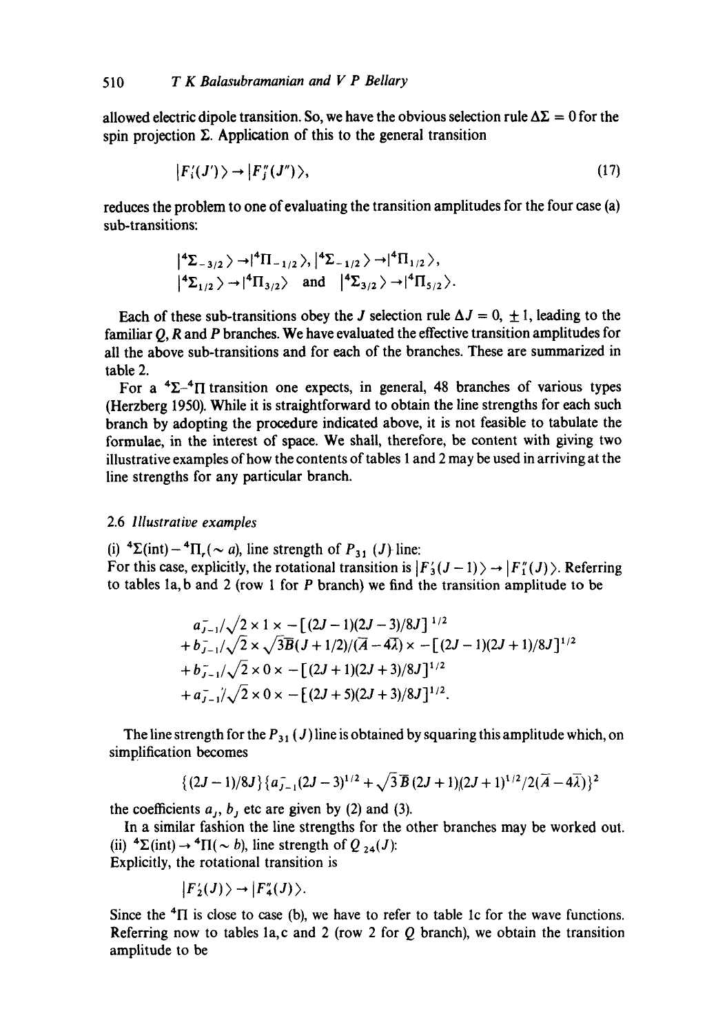allowed electric dipole transition. So, we have the obvious selection rule $\Delta\Sigma = 0$ for the spin projection $\Sigma$. Application of this to the general transition

$$|F_i'(J')\rangle \to |F_j''(J'')\rangle, \tag{17}$$

reduces the problem to one of evaluating the transition amplitudes for the four case (a) sub-transitions:

$$|^4\Sigma_{-3/2}\rangle \to |^4\Pi_{-1/2}\rangle, |^4\Sigma_{-1/2}\rangle \to |^4\Pi_{1/2}\rangle,$$
$$|^4\Sigma_{1/2}\rangle \to |^4\Pi_{3/2}\rangle \quad \text{and} \quad |^4\Sigma_{3/2}\rangle \to |^4\Pi_{5/2}\rangle.$$

Each of these sub-transitions obey the $J$ selection rule $\Delta J = 0, \pm 1$, leading to the familiar $Q$, $R$ and $P$ branches. We have evaluated the effective transition amplitudes for all the above sub-transitions and for each of the branches. These are summarized in table 2.

For a $^4\Sigma$–$^4\Pi$ transition one expects, in general, 48 branches of various types (Herzberg 1950). While it is straightforward to obtain the line strengths for each such branch by adopting the procedure indicated above, it is not feasible to tabulate the formulae, in the interest of space. We shall, therefore, be content with giving two illustrative examples of how the contents of tables 1 and 2 may be used in arriving at the line strengths for any particular branch.

### 2.6 *Illustrative examples*

(i) $^4\Sigma(\text{int}) - {}^4\Pi_r(\sim a)$, line strength of $P_{31}(J)$ line:
For this case, explicitly, the rotational transition is $|F_3'(J-1)\rangle \to |F_1''(J)\rangle$. Referring to tables 1a, b and 2 (row 1 for $P$ branch) we find the transition amplitude to be

$$\begin{aligned}
&a_{J-1}^-/\sqrt{2} \times 1 \times -[(2J-1)(2J-3)/8J]^{1/2} \\
&+ b_{J-1}^-/\sqrt{2} \times \sqrt{3}\bar{B}(J+1/2)/(\bar{A}-4\bar{\lambda}) \times -[(2J-1)(2J+1)/8J]^{1/2} \\
&+ b_{J-1}^-/\sqrt{2} \times 0 \times -[(2J+1)(2J+3)/8J]^{1/2} \\
&+ a_{J-1}^-/\sqrt{2} \times 0 \times -[(2J+5)(2J+3)/8J]^{1/2}.
\end{aligned}$$

The line strength for the $P_{31}(J)$ line is obtained by squaring this amplitude which, on simplification becomes

$$\{(2J-1)/8J\}\{a_{J-1}^-(2J-3)^{1/2} + \sqrt{3}\bar{B}(2J+1)(2J+1)^{1/2}/2(\bar{A}-4\bar{\lambda})\}^2$$

the coefficients $a_J$, $b_J$ etc are given by (2) and (3).

In a similar fashion the line strengths for the other branches may be worked out.

(ii) $^4\Sigma(\text{int}) \to {}^4\Pi(\sim b)$, line strength of $Q_{24}(J)$:
Explicitly, the rotational transition is

$$|F_2'(J)\rangle \to |F_4''(J)\rangle.$$

Since the $^4\Pi$ is close to case (b), we have to refer to table 1c for the wave functions. Referring now to tables 1a, c and 2 (row 2 for $Q$ branch), we obtain the transition amplitude to be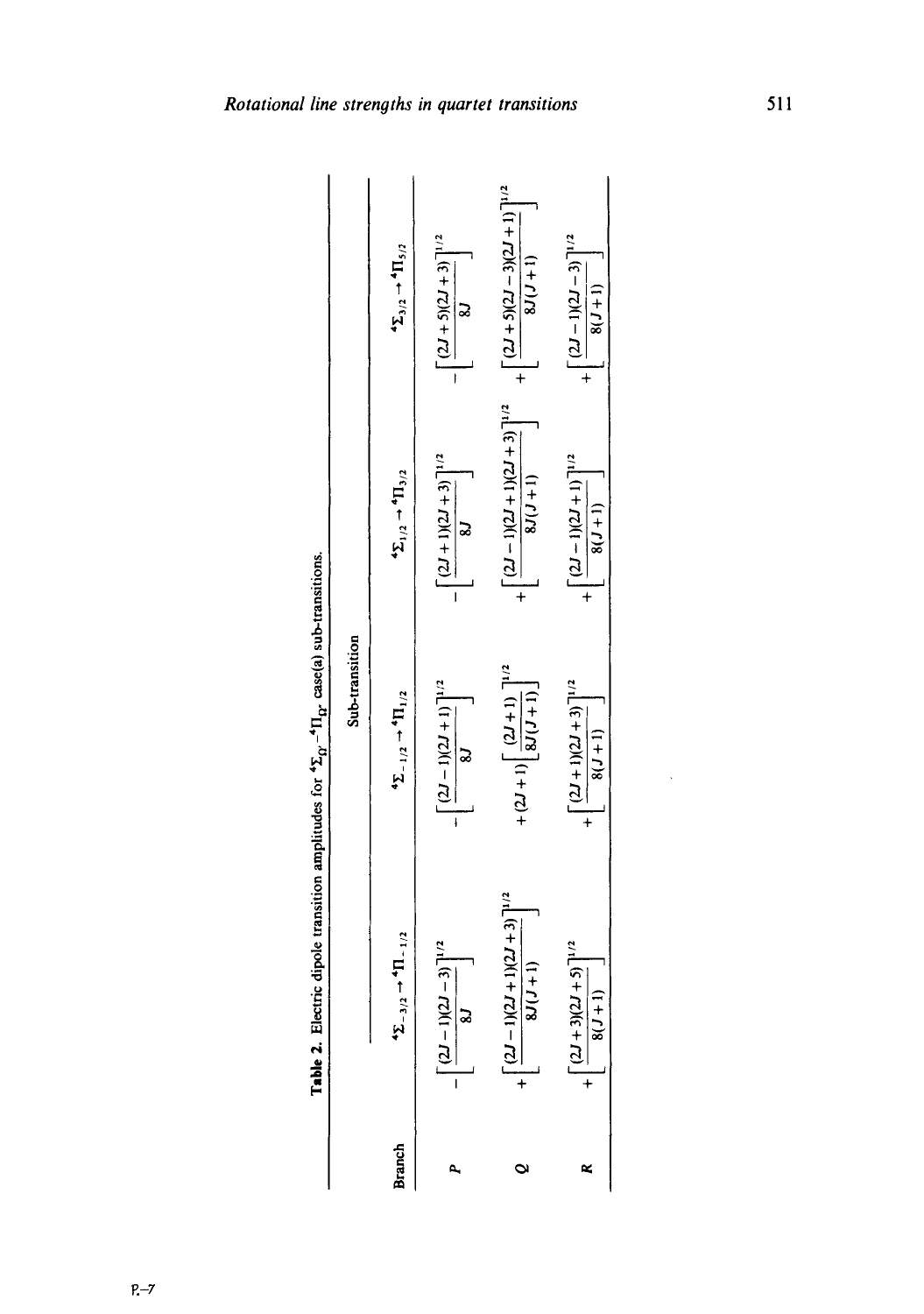**Table 2.** Electric dipole transition amplitudes for $^4\Sigma_{\Omega}$–$^4\Pi_{\Omega}$ case(a) sub-transitions.

| Branch | Sub-transition | | | |
|---|---|---|---|---|
| | $^4\Sigma_{-3/2} \to {}^4\Pi_{-1/2}$ | $^4\Sigma_{-1/2} \to {}^4\Pi_{1/2}$ | $^4\Sigma_{1/2} \to {}^4\Pi_{3/2}$ | $^4\Sigma_{3/2} \to {}^4\Pi_{5/2}$ |
| $P$ | $-\left[\frac{(2J-1)(2J-3)}{8J}\right]^{1/2}$ | $-\left[\frac{(2J-1)(2J+1)}{8J}\right]^{1/2}$ | $-\left[\frac{(2J+1)(2J+3)}{8J}\right]^{1/2}$ | $-\left[\frac{(2J+5)(2J+3)}{8J}\right]^{1/2}$ |
| $Q$ | $+\left[\frac{(2J-1)(2J+1)(2J+3)}{8J(J+1)}\right]^{1/2}$ | $+(2J+1)\left[\frac{(2J+1)}{8J(J+1)}\right]^{1/2}$ | $+\left[\frac{(2J-1)(2J+1)(2J+3)}{8J(J+1)}\right]^{1/2}$ | $+\left[\frac{(2J+5)(2J-3)(2J+1)}{8J(J+1)}\right]^{1/2}$ |
| $R$ | $+\left[\frac{(2J+3)(2J+5)}{8(J+1)}\right]^{1/2}$ | $+\left[\frac{(2J+1)(2J+3)}{8(J+1)}\right]^{1/2}$ | $+\left[\frac{(2J-1)(2J+1)}{8(J+1)}\right]^{1/2}$ | $+\left[\frac{(2J-1)(2J-3)}{8(J+1)}\right]^{1/2}$ |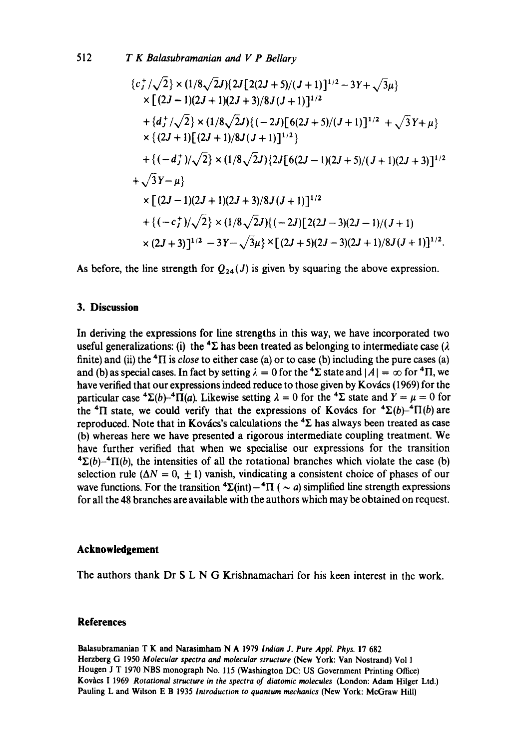$$
\begin{aligned}
&\{c_J^+/\sqrt{2}\} \times (1/8\sqrt{2}J)\{2J[2(2J+5)/(J+1)]^{1/2} - 3Y + \sqrt{3}\mu\} \\
&\quad \times [(2J-1)(2J+1)(2J+3)/8J(J+1)]^{1/2} \\
&\quad + \{d_J^+/\sqrt{2}\} \times (1/8\sqrt{2}J)\{(-2J)[6(2J+5)/(J+1)]^{1/2} + \sqrt{3}Y + \mu\} \\
&\quad \times \{(2J+1)[(2J+1)/8J(J+1)]^{1/2}\} \\
&\quad + \{(-d_J^+)/\sqrt{2}\} \times (1/8\sqrt{2}J)\{2J[6(2J-1)(2J+5)/(J+1)(2J+3)]^{1/2} \\
&+ \sqrt{3}Y - \mu\} \\
&\quad \times [(2J-1)(2J+1)(2J+3)/8J(J+1)]^{1/2} \\
&\quad + \{(-c_J^+)/\sqrt{2}\} \times (1/8\sqrt{2}J)\{(-2J)[2(2J-3)(2J-1)/(J+1) \\
&\quad \times (2J+3)]^{1/2} - 3Y - \sqrt{3}\mu\} \times [(2J+5)(2J-3)(2J+1)/8J(J+1)]^{1/2}.
\end{aligned}
$$

As before, the line strength for $Q_{24}(J)$ is given by squaring the above expression.

## 3. Discussion

In deriving the expressions for line strengths in this way, we have incorporated two useful generalizations: (i) the ${}^4\Sigma$ has been treated as belonging to intermediate case ($\lambda$ finite) and (ii) the ${}^4\Pi$ is *close* to either case (a) or to case (b) including the pure cases (a) and (b) as special cases. In fact by setting $\lambda = 0$ for the ${}^4\Sigma$ state and $|A| = \infty$ for ${}^4\Pi$, we have verified that our expressions indeed reduce to those given by Kovács (1969) for the particular case ${}^4\Sigma(b)$–${}^4\Pi(a)$. Likewise setting $\lambda = 0$ for the ${}^4\Sigma$ state and $Y = \mu = 0$ for the ${}^4\Pi$ state, we could verify that the expressions of Kovács for ${}^4\Sigma(b)$–${}^4\Pi(b)$ are reproduced. Note that in Kovács's calculations the ${}^4\Sigma$ has always been treated as case (b) whereas here we have presented a rigorous intermediate coupling treatment. We have further verified that when we specialise our expressions for the transition ${}^4\Sigma(b)$–${}^4\Pi(b)$, the intensities of all the rotational branches which violate the case (b) selection rule ($\Delta N = 0, \pm 1$) vanish, vindicating a consistent choice of phases of our wave functions. For the transition ${}^4\Sigma(\text{int}) - {}^4\Pi$ ($\sim a$) simplified line strength expressions for all the 48 branches are available with the authors which may be obtained on request.

## Acknowledgement

The authors thank Dr S L N G Krishnamachari for his keen interest in the work.

## References

Balasubramanian T K and Narasimham N A 1979 *Indian J. Pure Appl. Phys.* **17** 682

Herzberg G 1950 *Molecular spectra and molecular structure* (New York: Van Nostrand) Vol 1

Hougen J T 1970 NBS monograph No. 115 (Washington DC: US Government Printing Office)

Kovàcs I 1969 *Rotational structure in the spectra of diatomic molecules* (London: Adam Hilger Ltd.)

Pauling L and Wilson E B 1935 *Introduction to quantum mechanics* (New York: McGraw Hill)